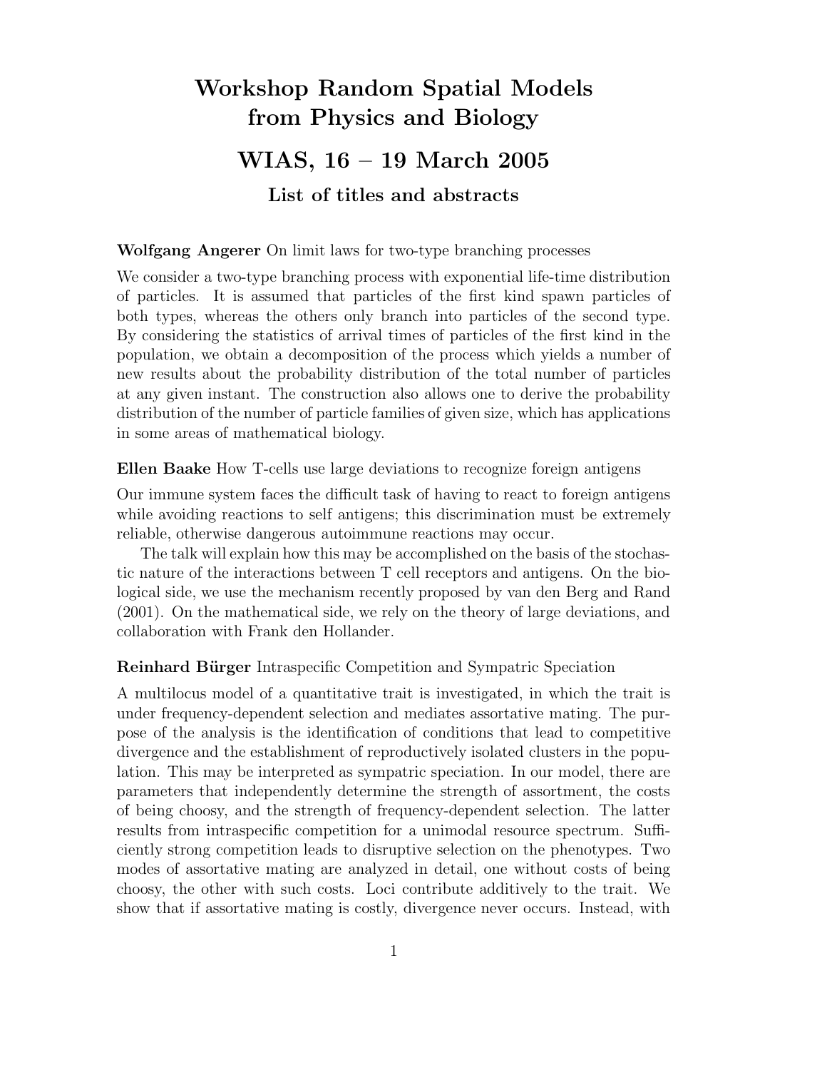# Workshop Random Spatial Models from Physics and Biology

## WIAS, 16 – 19 March 2005

### List of titles and abstracts

**Wolfgang Angerer** On limit laws for two-type branching processes

We consider a two-type branching process with exponential life-time distribution of particles. It is assumed that particles of the first kind spawn particles of both types, whereas the others only branch into particles of the second type. By considering the statistics of arrival times of particles of the first kind in the population, we obtain a decomposition of the process which yields a number of new results about the probability distribution of the total number of particles at any given instant. The construction also allows one to derive the probability distribution of the number of particle families of given size, which has applications in some areas of mathematical biology.

**Ellen Baake** How T-cells use large deviations to recognize foreign antigens

Our immune system faces the difficult task of having to react to foreign antigens while avoiding reactions to self antigens; this discrimination must be extremely reliable, otherwise dangerous autoimmune reactions may occur.

The talk will explain how this may be accomplished on the basis of the stochastic nature of the interactions between T cell receptors and antigens. On the biological side, we use the mechanism recently proposed by van den Berg and Rand (2001). On the mathematical side, we rely on the theory of large deviations, and collaboration with Frank den Hollander.

**Reinhard Bürger** Intraspecific Competition and Sympatric Speciation

A multilocus model of a quantitative trait is investigated, in which the trait is under frequency-dependent selection and mediates assortative mating. The purpose of the analysis is the identification of conditions that lead to competitive divergence and the establishment of reproductively isolated clusters in the population. This may be interpreted as sympatric speciation. In our model, there are parameters that independently determine the strength of assortment, the costs of being choosy, and the strength of frequency-dependent selection. The latter results from intraspecific competition for a unimodal resource spectrum. Sufficiently strong competition leads to disruptive selection on the phenotypes. Two modes of assortative mating are analyzed in detail, one without costs of being choosy, the other with such costs. Loci contribute additively to the trait. We show that if assortative mating is costly, divergence never occurs. Instead, with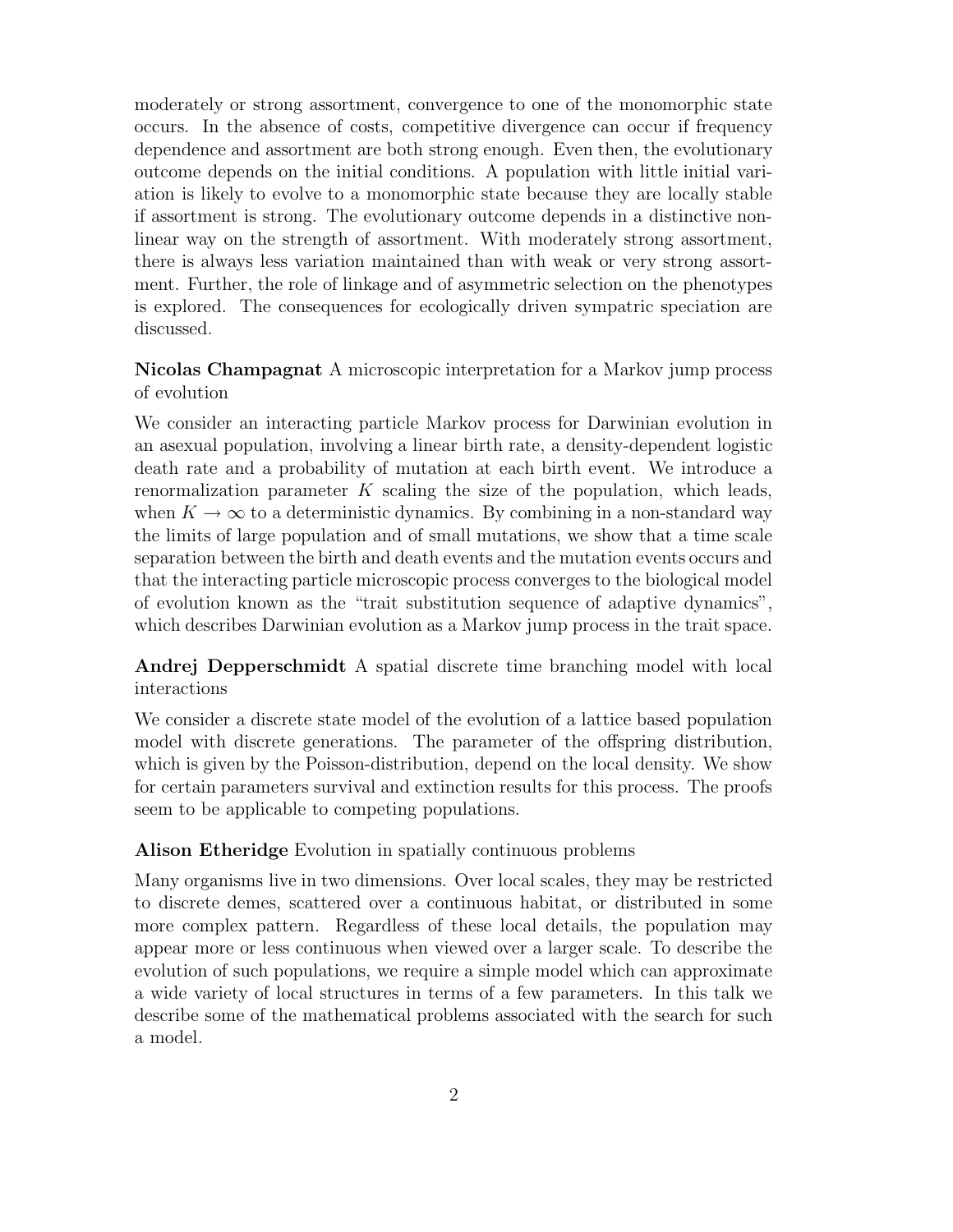moderately or strong assortment, convergence to one of the monomorphic state occurs. In the absence of costs, competitive divergence can occur if frequency dependence and assortment are both strong enough. Even then, the evolutionary outcome depends on the initial conditions. A population with little initial variation is likely to evolve to a monomorphic state because they are locally stable if assortment is strong. The evolutionary outcome depends in a distinctive nonlinear way on the strength of assortment. With moderately strong assortment, there is always less variation maintained than with weak or very strong assortment. Further, the role of linkage and of asymmetric selection on the phenotypes is explored. The consequences for ecologically driven sympatric speciation are discussed.

**Nicolas Champagnat** A microscopic interpretation for a Markov jump process of evolution

We consider an interacting particle Markov process for Darwinian evolution in an asexual population, involving a linear birth rate, a density-dependent logistic death rate and a probability of mutation at each birth event. We introduce a renormalization parameter $K$ scaling the size of the population, which leads, when $K \to \infty$ to a deterministic dynamics. By combining in a non-standard way the limits of large population and of small mutations, we show that a time scale separation between the birth and death events and the mutation events occurs and that the interacting particle microscopic process converges to the biological model of evolution known as the "trait substitution sequence of adaptive dynamics", which describes Darwinian evolution as a Markov jump process in the trait space.

**Andrej Depperschmidt** A spatial discrete time branching model with local interactions

We consider a discrete state model of the evolution of a lattice based population model with discrete generations. The parameter of the offspring distribution, which is given by the Poisson-distribution, depend on the local density. We show for certain parameters survival and extinction results for this process. The proofs seem to be applicable to competing populations.

**Alison Etheridge** Evolution in spatially continuous problems

Many organisms live in two dimensions. Over local scales, they may be restricted to discrete demes, scattered over a continuous habitat, or distributed in some more complex pattern. Regardless of these local details, the population may appear more or less continuous when viewed over a larger scale. To describe the evolution of such populations, we require a simple model which can approximate a wide variety of local structures in terms of a few parameters. In this talk we describe some of the mathematical problems associated with the search for such a model.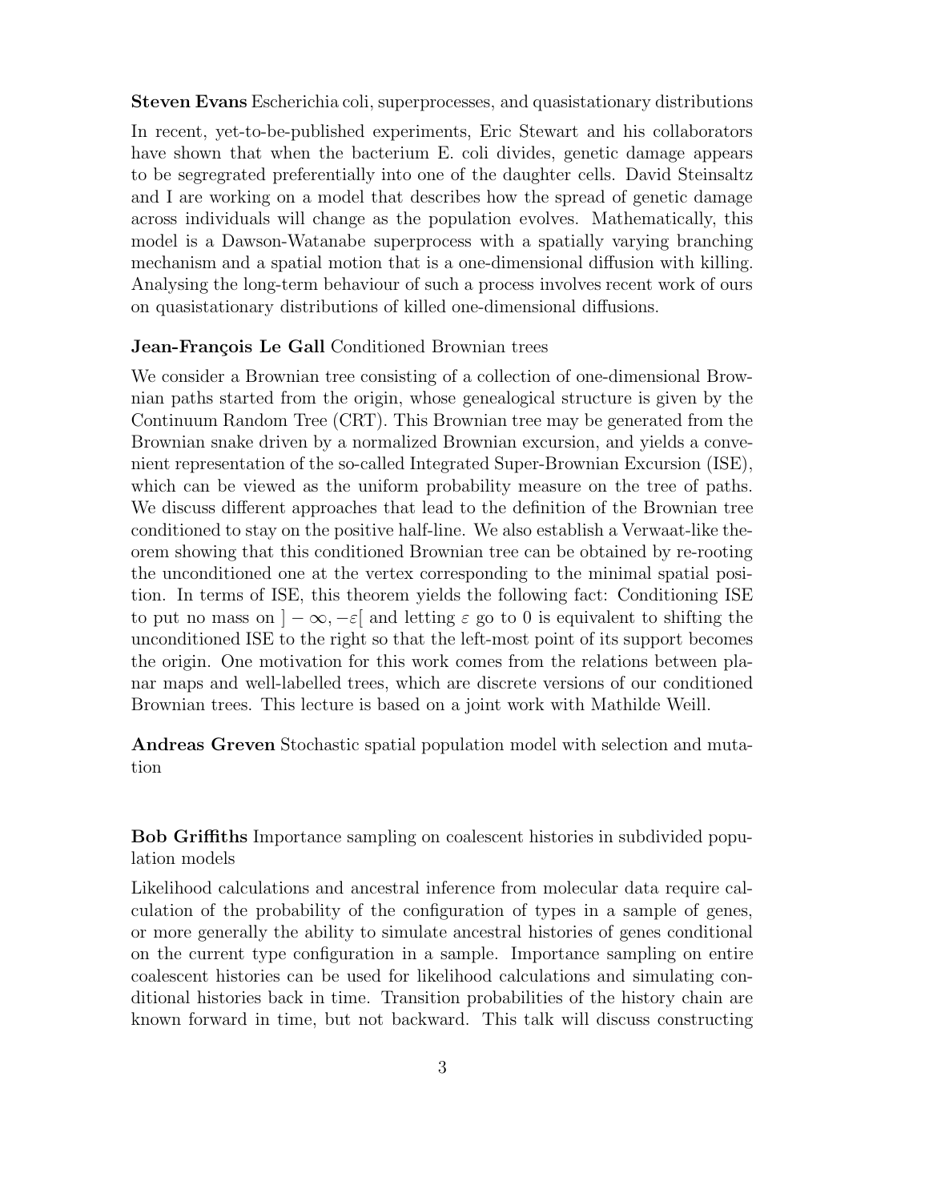**Steven Evans** Escherichia coli, superprocesses, and quasistationary distributions

In recent, yet-to-be-published experiments, Eric Stewart and his collaborators have shown that when the bacterium E. coli divides, genetic damage appears to be segregrated preferentially into one of the daughter cells. David Steinsaltz and I are working on a model that describes how the spread of genetic damage across individuals will change as the population evolves. Mathematically, this model is a Dawson-Watanabe superprocess with a spatially varying branching mechanism and a spatial motion that is a one-dimensional diffusion with killing. Analysing the long-term behaviour of such a process involves recent work of ours on quasistationary distributions of killed one-dimensional diffusions.

**Jean-François Le Gall** Conditioned Brownian trees

We consider a Brownian tree consisting of a collection of one-dimensional Brownian paths started from the origin, whose genealogical structure is given by the Continuum Random Tree (CRT). This Brownian tree may be generated from the Brownian snake driven by a normalized Brownian excursion, and yields a convenient representation of the so-called Integrated Super-Brownian Excursion (ISE), which can be viewed as the uniform probability measure on the tree of paths. We discuss different approaches that lead to the definition of the Brownian tree conditioned to stay on the positive half-line. We also establish a Verwaat-like theorem showing that this conditioned Brownian tree can be obtained by re-rooting the unconditioned one at the vertex corresponding to the minimal spatial position. In terms of ISE, this theorem yields the following fact: Conditioning ISE to put no mass on $]-\infty, -\varepsilon[$ and letting $\varepsilon$ go to 0 is equivalent to shifting the unconditioned ISE to the right so that the left-most point of its support becomes the origin. One motivation for this work comes from the relations between planar maps and well-labelled trees, which are discrete versions of our conditioned Brownian trees. This lecture is based on a joint work with Mathilde Weill.

**Andreas Greven** Stochastic spatial population model with selection and mutation

**Bob Griffiths** Importance sampling on coalescent histories in subdivided population models

Likelihood calculations and ancestral inference from molecular data require calculation of the probability of the configuration of types in a sample of genes, or more generally the ability to simulate ancestral histories of genes conditional on the current type configuration in a sample. Importance sampling on entire coalescent histories can be used for likelihood calculations and simulating conditional histories back in time. Transition probabilities of the history chain are known forward in time, but not backward. This talk will discuss constructing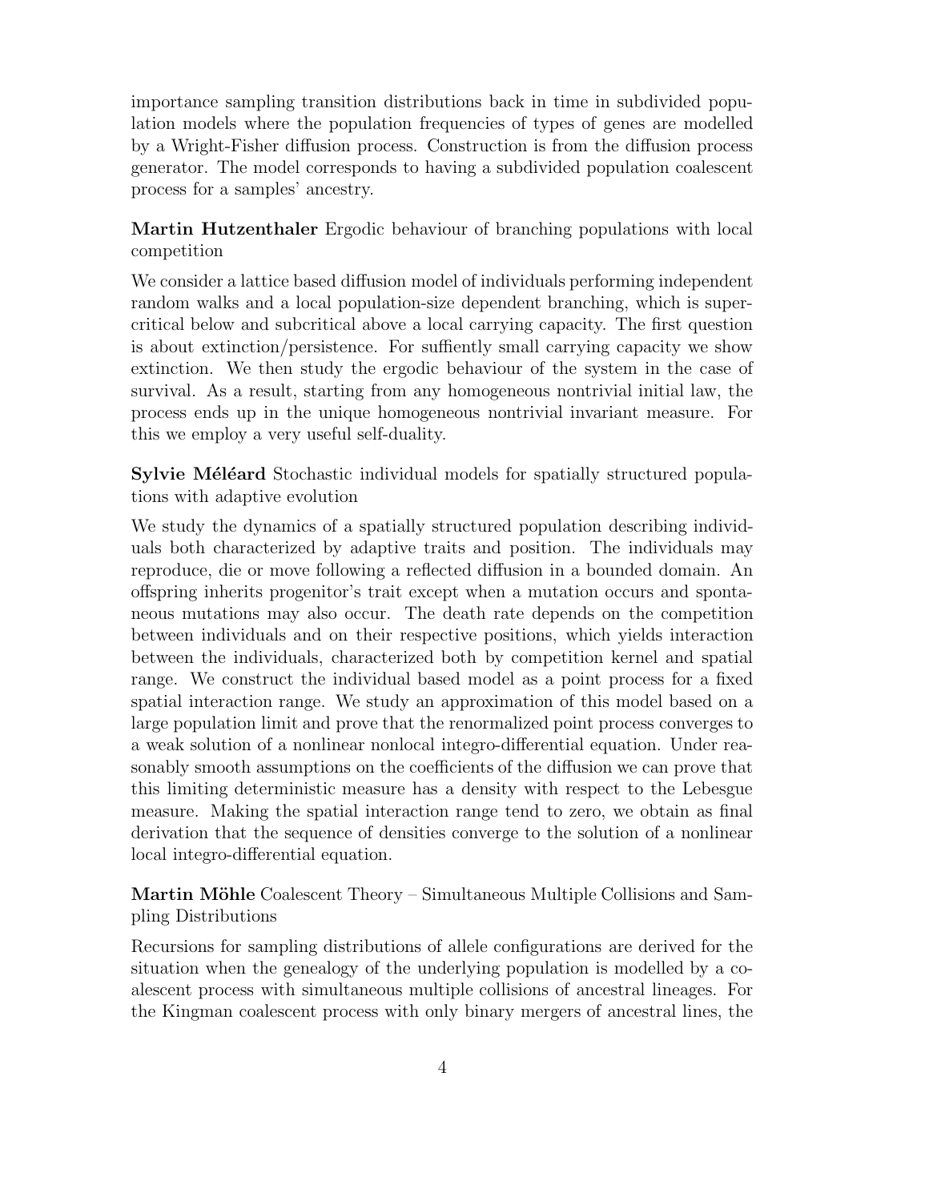importance sampling transition distributions back in time in subdivided population models where the population frequencies of types of genes are modelled by a Wright-Fisher diffusion process. Construction is from the diffusion process generator. The model corresponds to having a subdivided population coalescent process for a samples' ancestry.

**Martin Hutzenthaler** Ergodic behaviour of branching populations with local competition

We consider a lattice based diffusion model of individuals performing independent random walks and a local population-size dependent branching, which is supercritical below and subcritical above a local carrying capacity. The first question is about extinction/persistence. For suffiently small carrying capacity we show extinction. We then study the ergodic behaviour of the system in the case of survival. As a result, starting from any homogeneous nontrivial initial law, the process ends up in the unique homogeneous nontrivial invariant measure. For this we employ a very useful self-duality.

**Sylvie Méléard** Stochastic individual models for spatially structured populations with adaptive evolution

We study the dynamics of a spatially structured population describing individuals both characterized by adaptive traits and position. The individuals may reproduce, die or move following a reflected diffusion in a bounded domain. An offspring inherits progenitor's trait except when a mutation occurs and spontaneous mutations may also occur. The death rate depends on the competition between individuals and on their respective positions, which yields interaction between the individuals, characterized both by competition kernel and spatial range. We construct the individual based model as a point process for a fixed spatial interaction range. We study an approximation of this model based on a large population limit and prove that the renormalized point process converges to a weak solution of a nonlinear nonlocal integro-differential equation. Under reasonably smooth assumptions on the coefficients of the diffusion we can prove that this limiting deterministic measure has a density with respect to the Lebesgue measure. Making the spatial interaction range tend to zero, we obtain as final derivation that the sequence of densities converge to the solution of a nonlinear local integro-differential equation.

**Martin Möhle** Coalescent Theory – Simultaneous Multiple Collisions and Sampling Distributions

Recursions for sampling distributions of allele configurations are derived for the situation when the genealogy of the underlying population is modelled by a coalescent process with simultaneous multiple collisions of ancestral lineages. For the Kingman coalescent process with only binary mergers of ancestral lines, the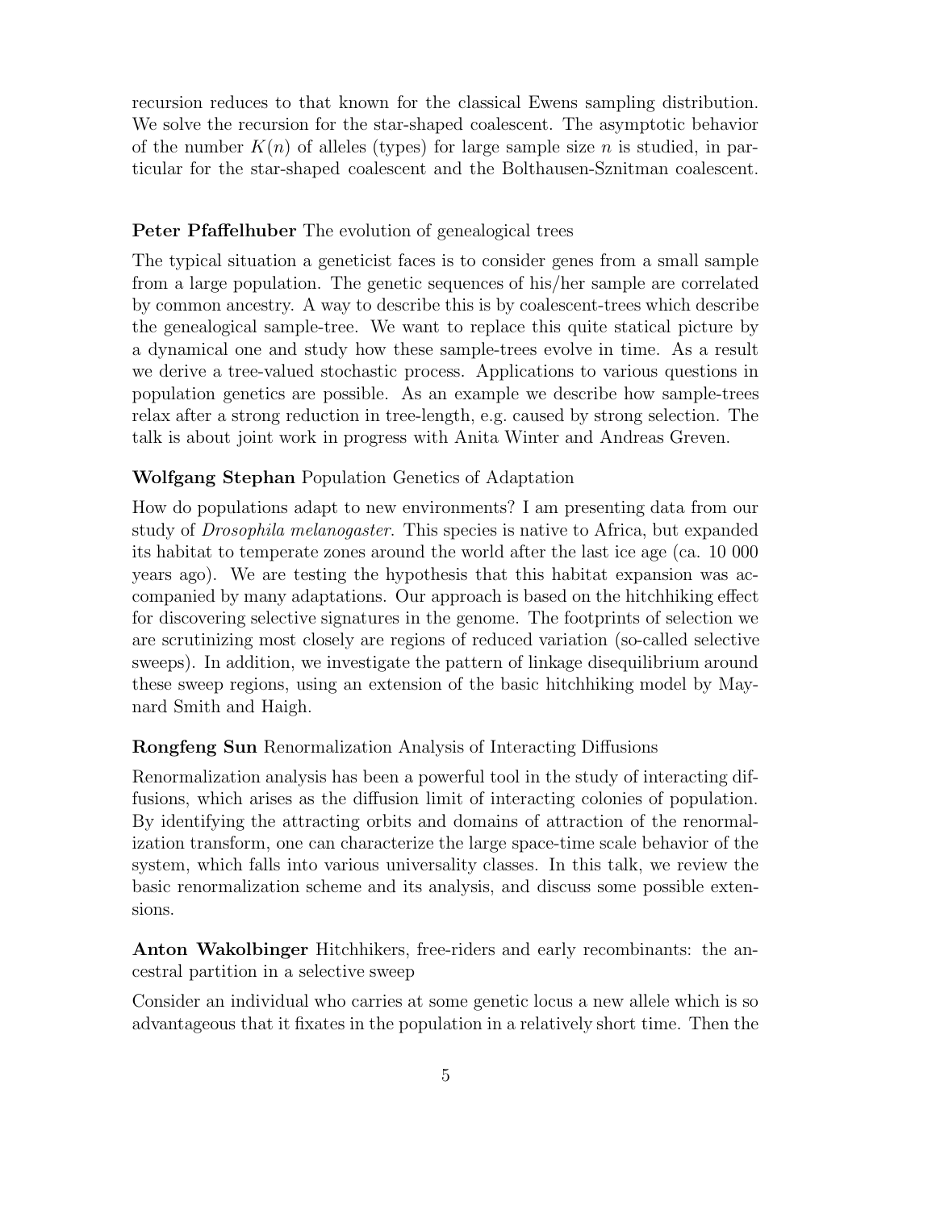recursion reduces to that known for the classical Ewens sampling distribution. We solve the recursion for the star-shaped coalescent. The asymptotic behavior of the number $K(n)$ of alleles (types) for large sample size $n$ is studied, in particular for the star-shaped coalescent and the Bolthausen-Sznitman coalescent.

**Peter Pfaffelhuber** The evolution of genealogical trees

The typical situation a geneticist faces is to consider genes from a small sample from a large population. The genetic sequences of his/her sample are correlated by common ancestry. A way to describe this is by coalescent-trees which describe the genealogical sample-tree. We want to replace this quite statical picture by a dynamical one and study how these sample-trees evolve in time. As a result we derive a tree-valued stochastic process. Applications to various questions in population genetics are possible. As an example we describe how sample-trees relax after a strong reduction in tree-length, e.g. caused by strong selection. The talk is about joint work in progress with Anita Winter and Andreas Greven.

**Wolfgang Stephan** Population Genetics of Adaptation

How do populations adapt to new environments? I am presenting data from our study of *Drosophila melanogaster*. This species is native to Africa, but expanded its habitat to temperate zones around the world after the last ice age (ca. 10 000 years ago). We are testing the hypothesis that this habitat expansion was accompanied by many adaptations. Our approach is based on the hitchhiking effect for discovering selective signatures in the genome. The footprints of selection we are scrutinizing most closely are regions of reduced variation (so-called selective sweeps). In addition, we investigate the pattern of linkage disequilibrium around these sweep regions, using an extension of the basic hitchhiking model by Maynard Smith and Haigh.

**Rongfeng Sun** Renormalization Analysis of Interacting Diffusions

Renormalization analysis has been a powerful tool in the study of interacting diffusions, which arises as the diffusion limit of interacting colonies of population. By identifying the attracting orbits and domains of attraction of the renormalization transform, one can characterize the large space-time scale behavior of the system, which falls into various universality classes. In this talk, we review the basic renormalization scheme and its analysis, and discuss some possible extensions.

**Anton Wakolbinger** Hitchhikers, free-riders and early recombinants: the ancestral partition in a selective sweep

Consider an individual who carries at some genetic locus a new allele which is so advantageous that it fixates in the population in a relatively short time. Then the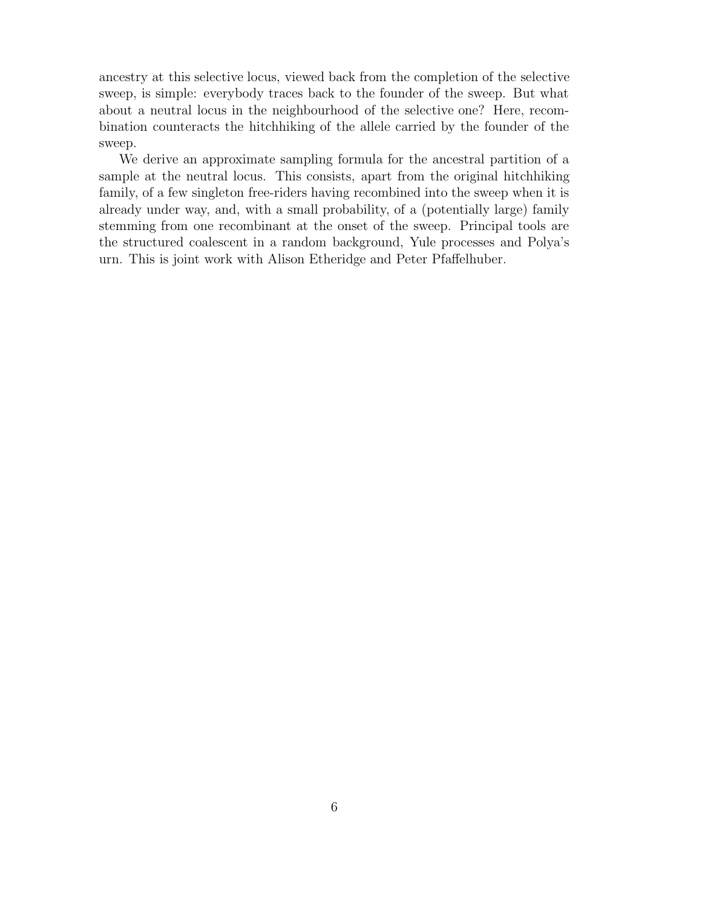ancestry at this selective locus, viewed back from the completion of the selective sweep, is simple: everybody traces back to the founder of the sweep. But what about a neutral locus in the neighbourhood of the selective one? Here, recombination counteracts the hitchhiking of the allele carried by the founder of the sweep.

We derive an approximate sampling formula for the ancestral partition of a sample at the neutral locus. This consists, apart from the original hitchhiking family, of a few singleton free-riders having recombined into the sweep when it is already under way, and, with a small probability, of a (potentially large) family stemming from one recombinant at the onset of the sweep. Principal tools are the structured coalescent in a random background, Yule processes and Polya's urn. This is joint work with Alison Etheridge and Peter Pfaffelhuber.